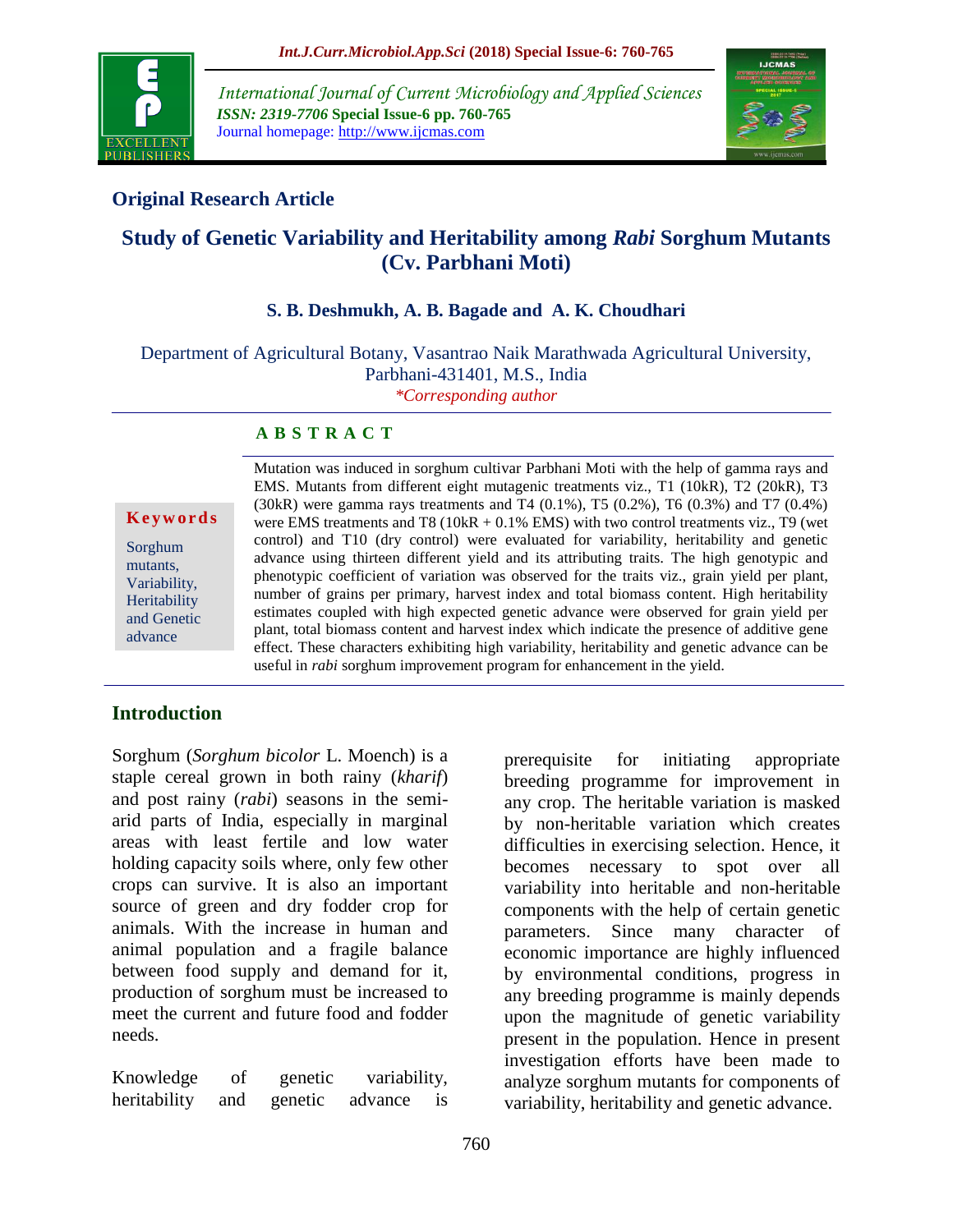**Original Research Article**

# Study of Genetic Variability and Heritability among *Rabi* Sorghum Mutants (Cv. Parbhani Moti)

**S. B. Deshmukh, A. B. Bagade and A. K. Choudhari**

Department of Agricultural Botany, Vasantrao Naik Marathwada Agricultural University, Parbhani-431401, M.S., India

*\*Corresponding author*

**A B S T R A C T**

**Keywords**

Sorghum mutants, Variability, Heritability and Genetic advance

Mutation was induced in sorghum cultivar Parbhani Moti with the help of gamma rays and EMS. Mutants from different eight mutagenic treatments viz., T1 (10kR), T2 (20kR), T3 (30kR) were gamma rays treatments and T4 (0.1%), T5 (0.2%), T6 (0.3%) and T7 (0.4%) were EMS treatments and T8 (10kR + 0.1% EMS) with two control treatments viz., T9 (wet control) and T10 (dry control) were evaluated for variability, heritability and genetic advance using thirteen different yield and its attributing traits. The high genotypic and phenotypic coefficient of variation was observed for the traits viz., grain yield per plant, number of grains per primary, harvest index and total biomass content. High heritability estimates coupled with high expected genetic advance were observed for grain yield per plant, total biomass content and harvest index which indicate the presence of additive gene effect. These characters exhibiting high variability, heritability and genetic advance can be useful in *rabi* sorghum improvement program for enhancement in the yield.

## Introduction

Sorghum (*Sorghum bicolor* L. Moench) is a staple cereal grown in both rainy (*kharif*) and post rainy (*rabi*) seasons in the semi-arid parts of India, especially in marginal areas with least fertile and low water holding capacity soils where, only few other crops can survive. It is also an important source of green and dry fodder crop for animals. With the increase in human and animal population and a fragile balance between food supply and demand for it, production of sorghum must be increased to meet the current and future food and fodder needs.

Knowledge of genetic variability, heritability and genetic advance is prerequisite for initiating appropriate breeding programme for improvement in any crop. The heritable variation is masked by non-heritable variation which creates difficulties in exercising selection. Hence, it becomes necessary to spot over all variability into heritable and non-heritable components with the help of certain genetic parameters. Since many character of economic importance are highly influenced by environmental conditions, progress in any breeding programme is mainly depends upon the magnitude of genetic variability present in the population. Hence in present investigation efforts have been made to analyze sorghum mutants for components of variability, heritability and genetic advance.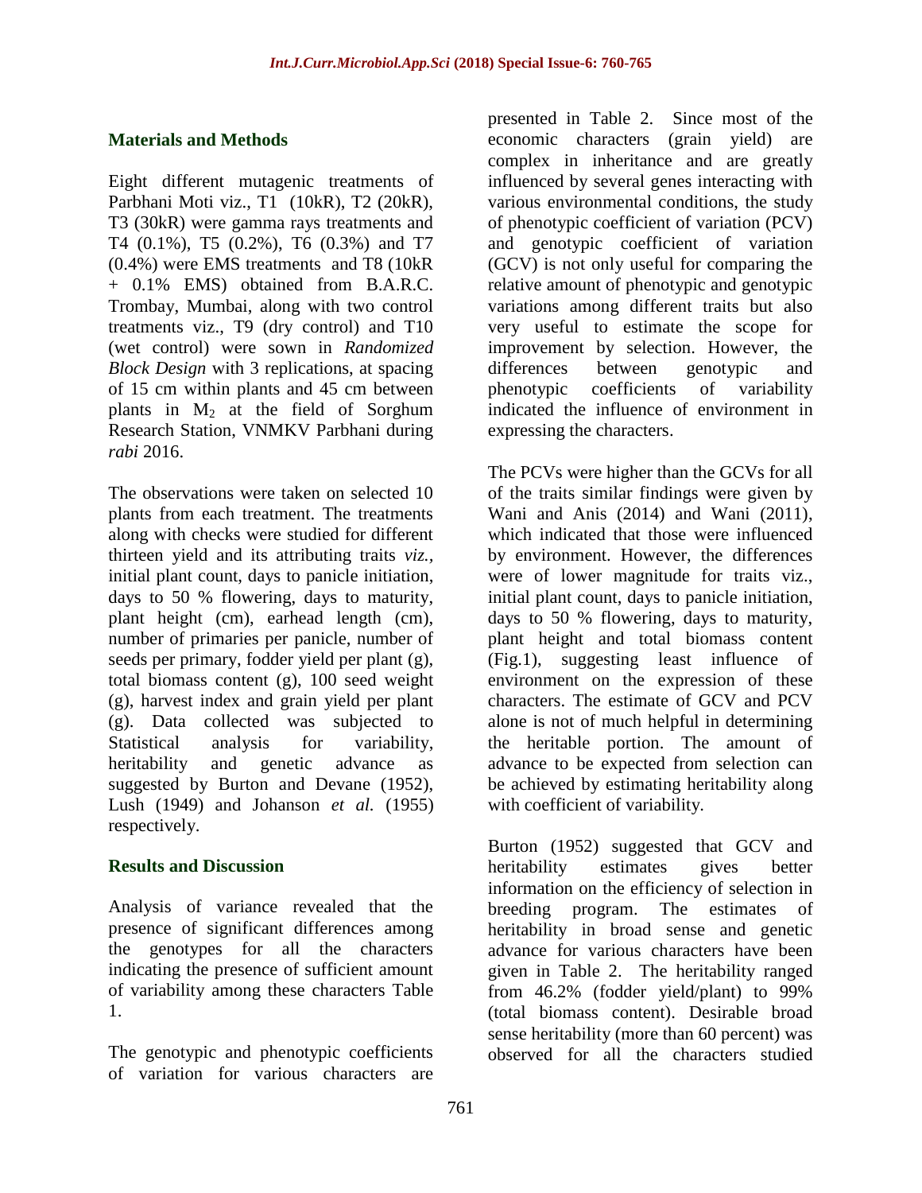## Materials and Methods

Eight different mutagenic treatments of Parbhani Moti viz., T1 (10kR), T2 (20kR), T3 (30kR) were gamma rays treatments and T4 (0.1%), T5 (0.2%), T6 (0.3%) and T7 (0.4%) were EMS treatments and T8 (10kR + 0.1% EMS) obtained from B.A.R.C. Trombay, Mumbai, along with two control treatments viz., T9 (dry control) and T10 (wet control) were sown in *Randomized Block Design* with 3 replications, at spacing of 15 cm within plants and 45 cm between plants in $M_2$ at the field of Sorghum Research Station, VNMKV Parbhani during *rabi* 2016.

The observations were taken on selected 10 plants from each treatment. The treatments along with checks were studied for different thirteen yield and its attributing traits *viz.,* initial plant count, days to panicle initiation, days to 50 % flowering, days to maturity, plant height (cm), earhead length (cm), number of primaries per panicle, number of seeds per primary, fodder yield per plant (g), total biomass content (g), 100 seed weight (g), harvest index and grain yield per plant (g). Data collected was subjected to Statistical analysis for variability, heritability and genetic advance as suggested by Burton and Devane (1952), Lush (1949) and Johanson *et al.* (1955) respectively.

## Results and Discussion

Analysis of variance revealed that the presence of significant differences among the genotypes for all the characters indicating the presence of sufficient amount of variability among these characters Table 1.

The genotypic and phenotypic coefficients of variation for various characters are presented in Table 2. Since most of the economic characters (grain yield) are complex in inheritance and are greatly influenced by several genes interacting with various environmental conditions, the study of phenotypic coefficient of variation (PCV) and genotypic coefficient of variation (GCV) is not only useful for comparing the relative amount of phenotypic and genotypic variations among different traits but also very useful to estimate the scope for improvement by selection. However, the differences between genotypic and phenotypic coefficients of variability indicated the influence of environment in expressing the characters.

The PCVs were higher than the GCVs for all of the traits similar findings were given by Wani and Anis (2014) and Wani (2011), which indicated that those were influenced by environment. However, the differences were of lower magnitude for traits viz., initial plant count, days to panicle initiation, days to 50 % flowering, days to maturity, plant height and total biomass content (Fig.1), suggesting least influence of environment on the expression of these characters. The estimate of GCV and PCV alone is not of much helpful in determining the heritable portion. The amount of advance to be expected from selection can be achieved by estimating heritability along with coefficient of variability.

Burton (1952) suggested that GCV and heritability estimates gives better information on the efficiency of selection in breeding program. The estimates of heritability in broad sense and genetic advance for various characters have been given in Table 2. The heritability ranged from 46.2% (fodder yield/plant) to 99% (total biomass content). Desirable broad sense heritability (more than 60 percent) was observed for all the characters studied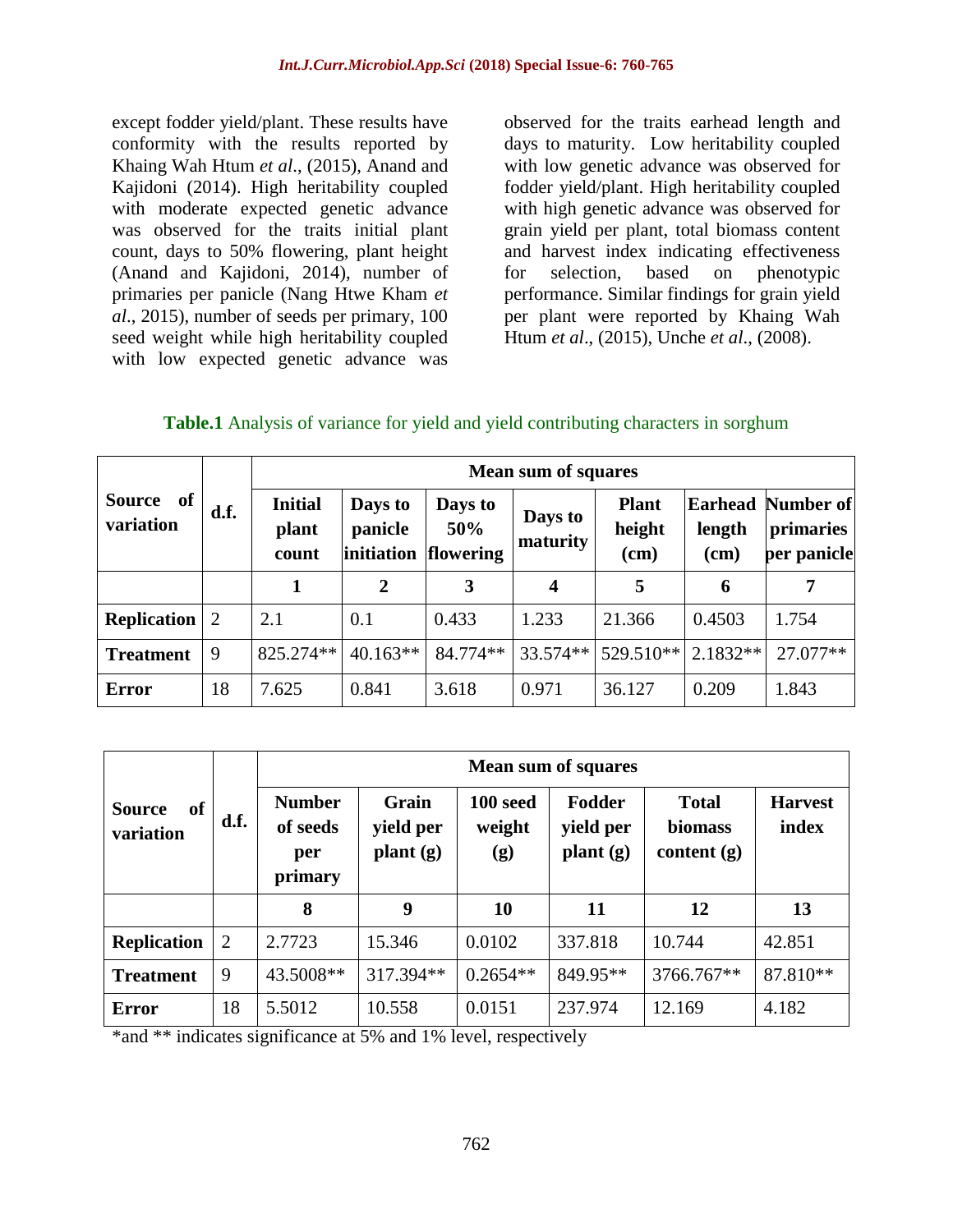except fodder yield/plant. These results have conformity with the results reported by Khaing Wah Htum *et al*., (2015), Anand and Kajidoni (2014). High heritability coupled with moderate expected genetic advance was observed for the traits initial plant count, days to 50% flowering, plant height (Anand and Kajidoni, 2014), number of primaries per panicle (Nang Htwe Kham *et al*., 2015), number of seeds per primary, 100 seed weight while high heritability coupled with low expected genetic advance was observed for the traits earhead length and days to maturity. Low heritability coupled with low genetic advance was observed for fodder yield/plant. High heritability coupled with high genetic advance was observed for grain yield per plant, total biomass content and harvest index indicating effectiveness for selection, based on phenotypic performance. Similar findings for grain yield per plant were reported by Khaing Wah Htum *et al*., (2015), Unche *et al*., (2008).

**Table.1** Analysis of variance for yield and yield contributing characters in sorghum

| Source of variation | d.f. | Mean sum of squares | | | | | | |
|---|---|---|---|---|---|---|---|---|
| | | **Initial plant count** | **Days to panicle initiation** | **Days to 50% flowering** | **Days to maturity** | **Plant height (cm)** | **Earhead length (cm)** | **Number of primaries per panicle** |
| | | **1** | **2** | **3** | **4** | **5** | **6** | **7** |
| **Replication** | 2 | 2.1 | 0.1 | 0.433 | 1.233 | 21.366 | 0.4503 | 1.754 |
| **Treatment** | 9 | 825.274** | 40.163** | 84.774** | 33.574** | 529.510** | 2.1832** | 27.077** |
| **Error** | 18 | 7.625 | 0.841 | 3.618 | 0.971 | 36.127 | 0.209 | 1.843 |

| Source of variation | d.f. | Mean sum of squares | | | | | |
|---|---|---|---|---|---|---|---|
| | | **Number of seeds per primary** | **Grain yield per plant (g)** | **100 seed weight (g)** | **Fodder yield per plant (g)** | **Total biomass content (g)** | **Harvest index** |
| | | **8** | **9** | **10** | **11** | **12** | **13** |
| **Replication** | 2 | 2.7723 | 15.346 | 0.0102 | 337.818 | 10.744 | 42.851 |
| **Treatment** | 9 | 43.5008** | 317.394** | 0.2654** | 849.95** | 3766.767** | 87.810** |
| **Error** | 18 | 5.5012 | 10.558 | 0.0151 | 237.974 | 12.169 | 4.182 |

*and ** indicates significance at 5% and 1% level, respectively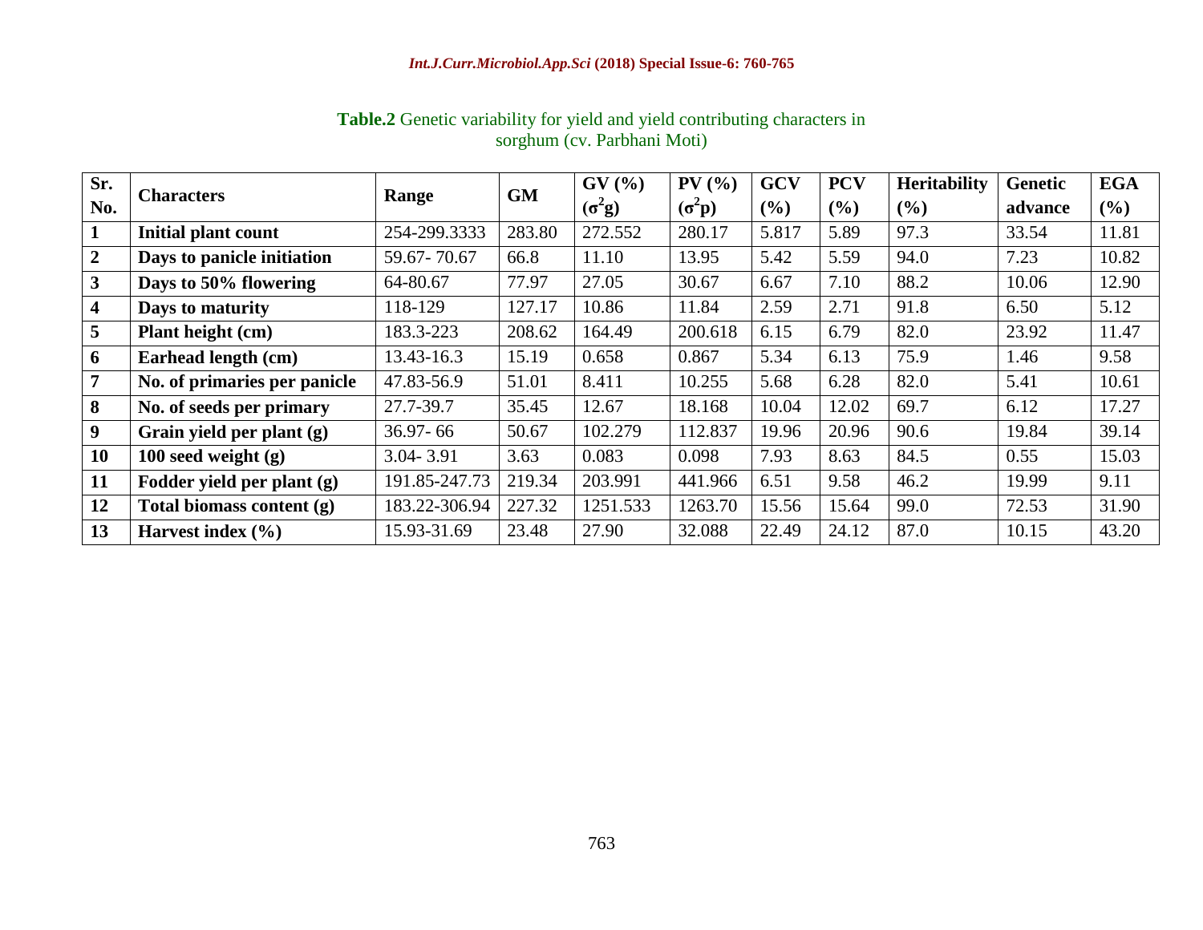**Table.2** Genetic variability for yield and yield contributing characters in sorghum (cv. Parbhani Moti)

| Sr. No. | Characters | Range | GM | GV (%) ($\sigma^2 g$) | PV (%) ($\sigma^2 p$) | GCV (%) | PCV (%) | Heritability (%) | Genetic advance | EGA (%) |
|---|---|---|---|---|---|---|---|---|---|---|
| **1** | **Initial plant count** | 254-299.3333 | 283.80 | 272.552 | 280.17 | 5.817 | 5.89 | 97.3 | 33.54 | 11.81 |
| **2** | **Days to panicle initiation** | 59.67- 70.67 | 66.8 | 11.10 | 13.95 | 5.42 | 5.59 | 94.0 | 7.23 | 10.82 |
| **3** | **Days to 50% flowering** | 64-80.67 | 77.97 | 27.05 | 30.67 | 6.67 | 7.10 | 88.2 | 10.06 | 12.90 |
| **4** | **Days to maturity** | 118-129 | 127.17 | 10.86 | 11.84 | 2.59 | 2.71 | 91.8 | 6.50 | 5.12 |
| **5** | **Plant height (cm)** | 183.3-223 | 208.62 | 164.49 | 200.618 | 6.15 | 6.79 | 82.0 | 23.92 | 11.47 |
| **6** | **Earhead length (cm)** | 13.43-16.3 | 15.19 | 0.658 | 0.867 | 5.34 | 6.13 | 75.9 | 1.46 | 9.58 |
| **7** | **No. of primaries per panicle** | 47.83-56.9 | 51.01 | 8.411 | 10.255 | 5.68 | 6.28 | 82.0 | 5.41 | 10.61 |
| **8** | **No. of seeds per primary** | 27.7-39.7 | 35.45 | 12.67 | 18.168 | 10.04 | 12.02 | 69.7 | 6.12 | 17.27 |
| **9** | **Grain yield per plant (g)** | 36.97- 66 | 50.67 | 102.279 | 112.837 | 19.96 | 20.96 | 90.6 | 19.84 | 39.14 |
| **10** | **100 seed weight (g)** | 3.04- 3.91 | 3.63 | 0.083 | 0.098 | 7.93 | 8.63 | 84.5 | 0.55 | 15.03 |
| **11** | **Fodder yield per plant (g)** | 191.85-247.73 | 219.34 | 203.991 | 441.966 | 6.51 | 9.58 | 46.2 | 19.99 | 9.11 |
| **12** | **Total biomass content (g)** | 183.22-306.94 | 227.32 | 1251.533 | 1263.70 | 15.56 | 15.64 | 99.0 | 72.53 | 31.90 |
| **13** | **Harvest index (%)** | 15.93-31.69 | 23.48 | 27.90 | 32.088 | 22.49 | 24.12 | 87.0 | 10.15 | 43.20 |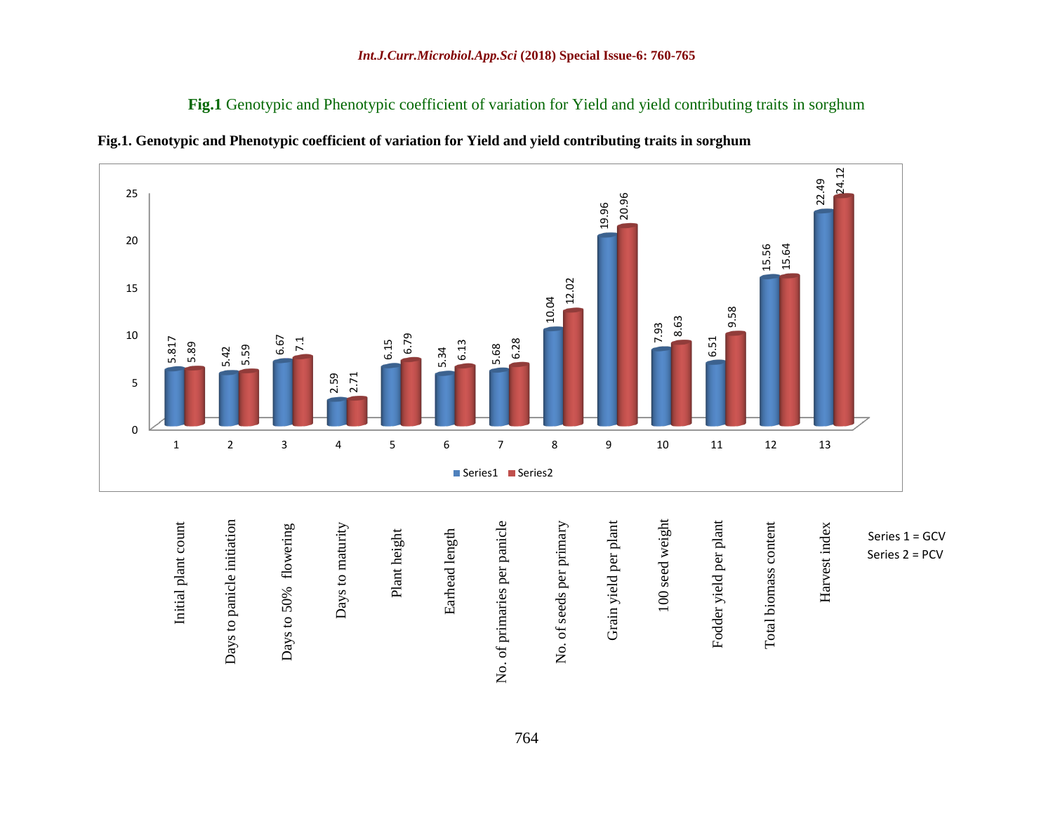**Fig.1** Genotypic and Phenotypic coefficient of variation for Yield and yield contributing traits in sorghum

**Fig.1. Genotypic and Phenotypic coefficient of variation for Yield and yield contributing traits in sorghum**

| No. | Trait | Series1 (GCV) | Series2 (PCV) |
|---|---|---|---|
| 1 | Initial plant count | 5.817 | 5.89 |
| 2 | Days to panicle initiation | 5.42 | 5.59 |
| 3 | Days to 50% flowering | 6.67 | 7.1 |
| 4 | Days to maturity | 2.59 | 2.71 |
| 5 | Plant height | 6.15 | 6.79 |
| 6 | Earhead length | 5.34 | 6.13 |
| 7 | No. of primaries per panicle | 5.68 | 6.28 |
| 8 | No. of seeds per primary | 10.04 | 12.02 |
| 9 | Grain yield per plant | 19.96 | 20.96 |
| 10 | 100 seed weight | 7.93 | 8.63 |
| 11 | Fodder yield per plant | 6.51 | 9.58 |
| 12 | Total biomass content | 15.56 | 15.64 |
| 13 | Harvest index | 22.49 | 24.12 |

Series 1 = GCV
Series 2 = PCV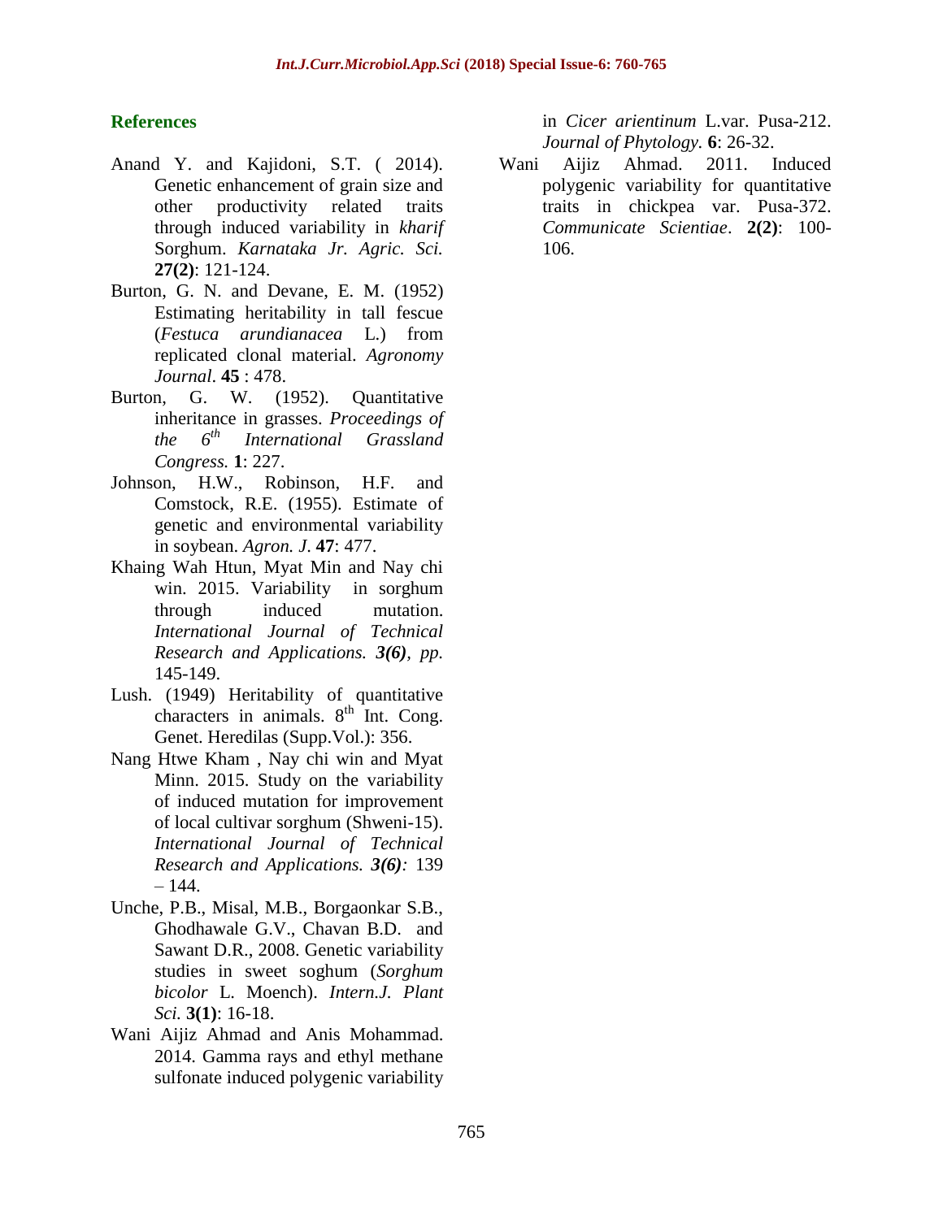## References

Anand Y. and Kajidoni, S.T. ( 2014). Genetic enhancement of grain size and other productivity related traits through induced variability in *kharif* Sorghum. *Karnataka Jr. Agric. Sci.* **27(2)**: 121-124.

Burton, G. N. and Devane, E. M. (1952) Estimating heritability in tall fescue (*Festuca arundianacea* L.) from replicated clonal material. *Agronomy Journal*. **45** : 478.

Burton, G. W. (1952). Quantitative inheritance in grasses. *Proceedings of the 6th International Grassland Congress.* **1**: 227.

Johnson, H.W., Robinson, H.F. and Comstock, R.E. (1955). Estimate of genetic and environmental variability in soybean. *Agron. J*. **47**: 477.

Khaing Wah Htun, Myat Min and Nay chi win. 2015. Variability in sorghum through induced mutation. *International Journal of Technical Research and Applications. 3(6), pp.* 145-149.

Lush. (1949) Heritability of quantitative characters in animals. 8th Int. Cong. Genet. Heredilas (Supp.Vol.): 356.

Nang Htwe Kham , Nay chi win and Myat Minn. 2015. Study on the variability of induced mutation for improvement of local cultivar sorghum (Shweni-15). *International Journal of Technical Research and Applications. 3(6):* 139 – 144.

Unche, P.B., Misal, M.B., Borgaonkar S.B., Ghodhawale G.V., Chavan B.D. and Sawant D.R., 2008. Genetic variability studies in sweet soghum (*Sorghum bicolor* L. Moench). *Intern.J. Plant Sci.* **3(1)**: 16-18.

Wani Aijiz Ahmad and Anis Mohammad. 2014. Gamma rays and ethyl methane sulfonate induced polygenic variability in *Cicer arientinum* L.var. Pusa-212. *Journal of Phytology.* **6**: 26-32.

Wani Aijiz Ahmad. 2011. Induced polygenic variability for quantitative traits in chickpea var. Pusa-372. *Communicate Scientiae*. **2(2)**: 100-106.